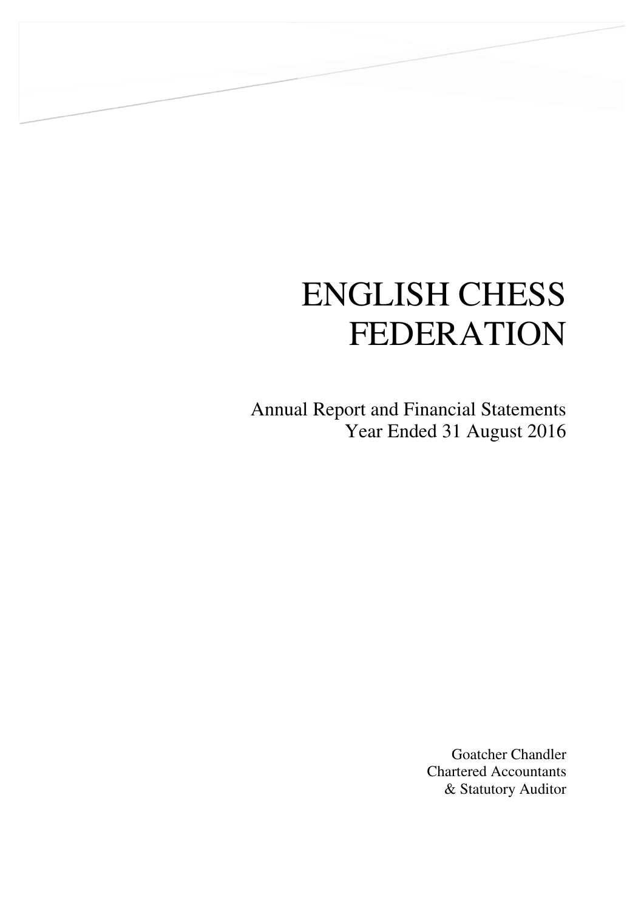# ENGLISH CHESS FEDERATION

Annual Report and Financial Statements
Year Ended 31 August 2016

Goatcher Chandler
Chartered Accountants
& Statutory Auditor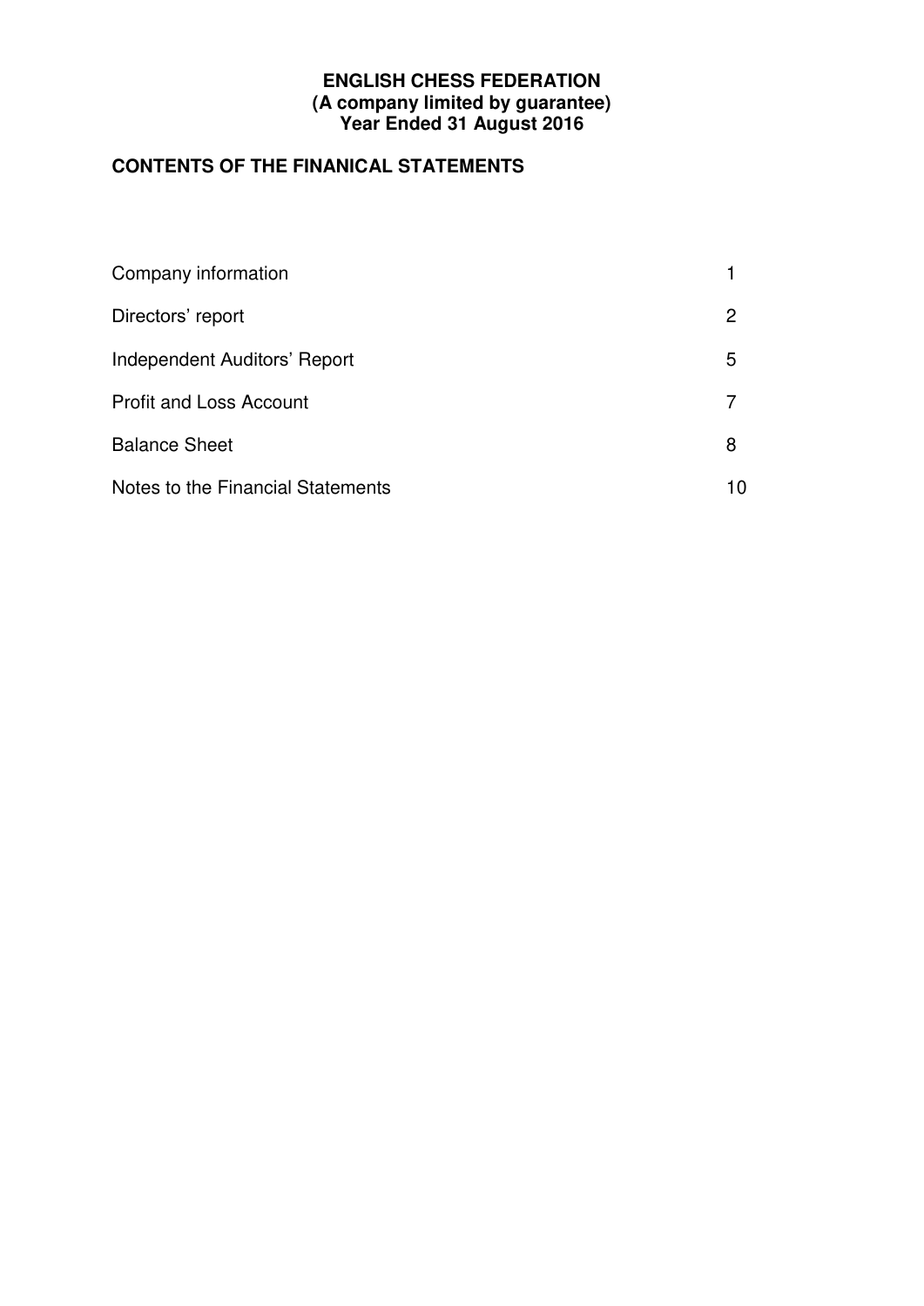**ENGLISH CHESS FEDERATION**
**(A company limited by guarantee)**
**Year Ended 31 August 2016**

## CONTENTS OF THE FINANICAL STATEMENTS

| | |
|---|---|
| Company information | 1 |
| Directors' report | 2 |
| Independent Auditors' Report | 5 |
| Profit and Loss Account | 7 |
| Balance Sheet | 8 |
| Notes to the Financial Statements | 10 |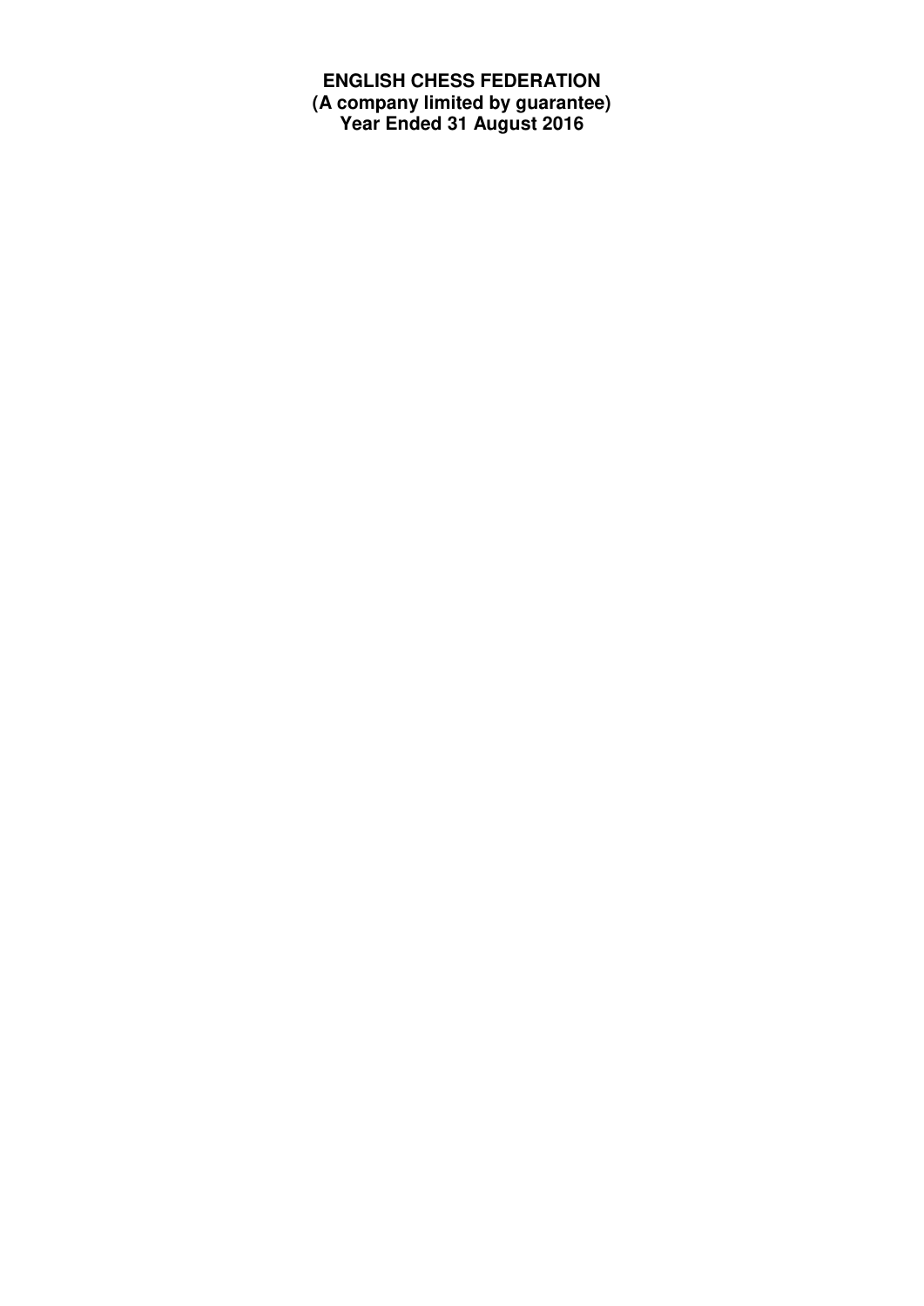**ENGLISH CHESS FEDERATION**
**(A company limited by guarantee)**
**Year Ended 31 August 2016**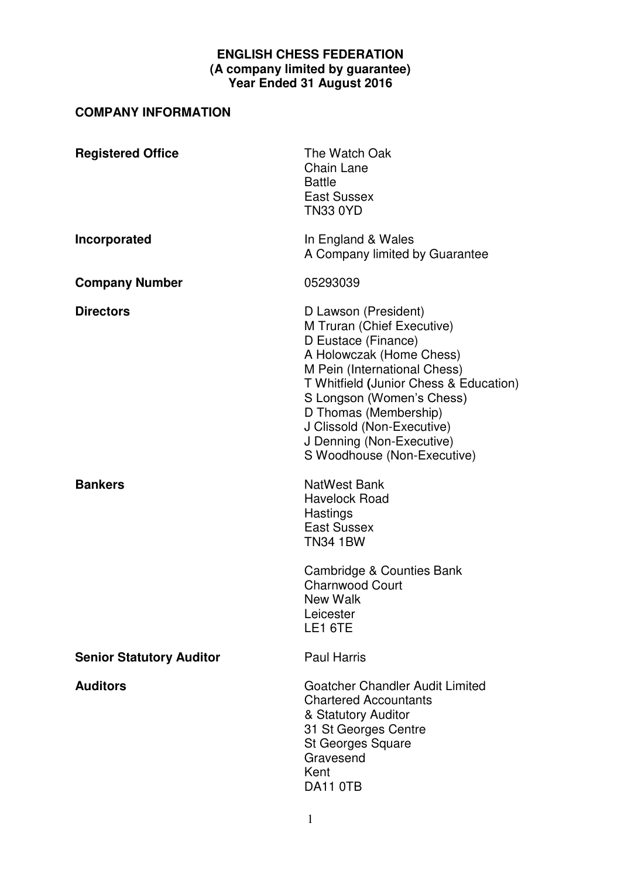**ENGLISH CHESS FEDERATION**
**(A company limited by guarantee)**
**Year Ended 31 August 2016**

## COMPANY INFORMATION

| | |
|---|---|
| **Registered Office** | The Watch Oak<br>Chain Lane<br>Battle<br>East Sussex<br>TN33 0YD |
| **Incorporated** | In England & Wales<br>A Company limited by Guarantee |
| **Company Number** | 05293039 |
| **Directors** | D Lawson (President)<br>M Truran (Chief Executive)<br>D Eustace (Finance)<br>A Holowczak (Home Chess)<br>M Pein (International Chess)<br>T Whitfield (Junior Chess & Education)<br>S Longson (Women's Chess)<br>D Thomas (Membership)<br>J Clissold (Non-Executive)<br>J Denning (Non-Executive)<br>S Woodhouse (Non-Executive) |
| **Bankers** | NatWest Bank<br>Havelock Road<br>Hastings<br>East Sussex<br>TN34 1BW<br><br>Cambridge & Counties Bank<br>Charnwood Court<br>New Walk<br>Leicester<br>LE1 6TE |
| **Senior Statutory Auditor** | Paul Harris |
| **Auditors** | Goatcher Chandler Audit Limited<br>Chartered Accountants<br>& Statutory Auditor<br>31 St Georges Centre<br>St Georges Square<br>Gravesend<br>Kent<br>DA11 0TB |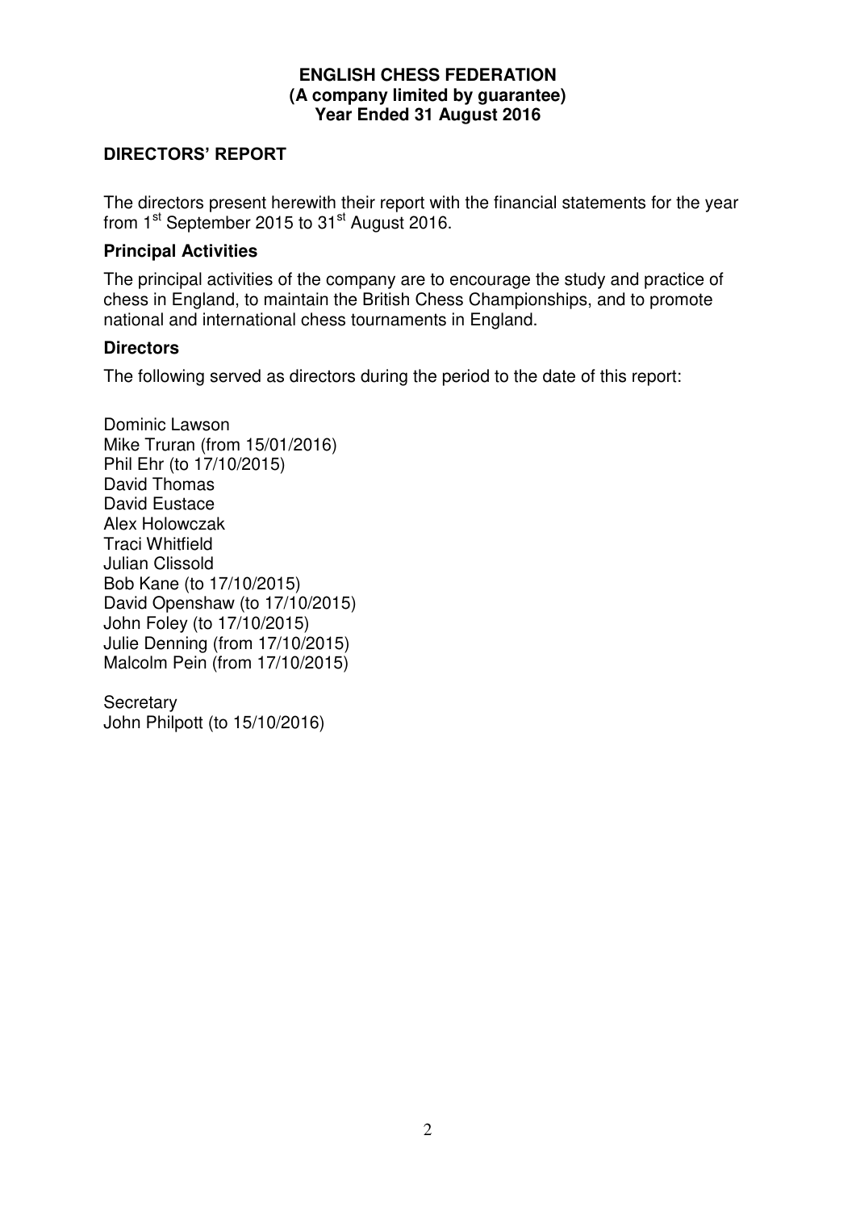**ENGLISH CHESS FEDERATION**
**(A company limited by guarantee)**
**Year Ended 31 August 2016**

## DIRECTORS' REPORT

The directors present herewith their report with the financial statements for the year from 1st September 2015 to 31st August 2016.

### Principal Activities

The principal activities of the company are to encourage the study and practice of chess in England, to maintain the British Chess Championships, and to promote national and international chess tournaments in England.

### Directors

The following served as directors during the period to the date of this report:

Dominic Lawson
Mike Truran (from 15/01/2016)
Phil Ehr (to 17/10/2015)
David Thomas
David Eustace
Alex Holowczak
Traci Whitfield
Julian Clissold
Bob Kane (to 17/10/2015)
David Openshaw (to 17/10/2015)
John Foley (to 17/10/2015)
Julie Denning (from 17/10/2015)
Malcolm Pein (from 17/10/2015)

Secretary
John Philpott (to 15/10/2016)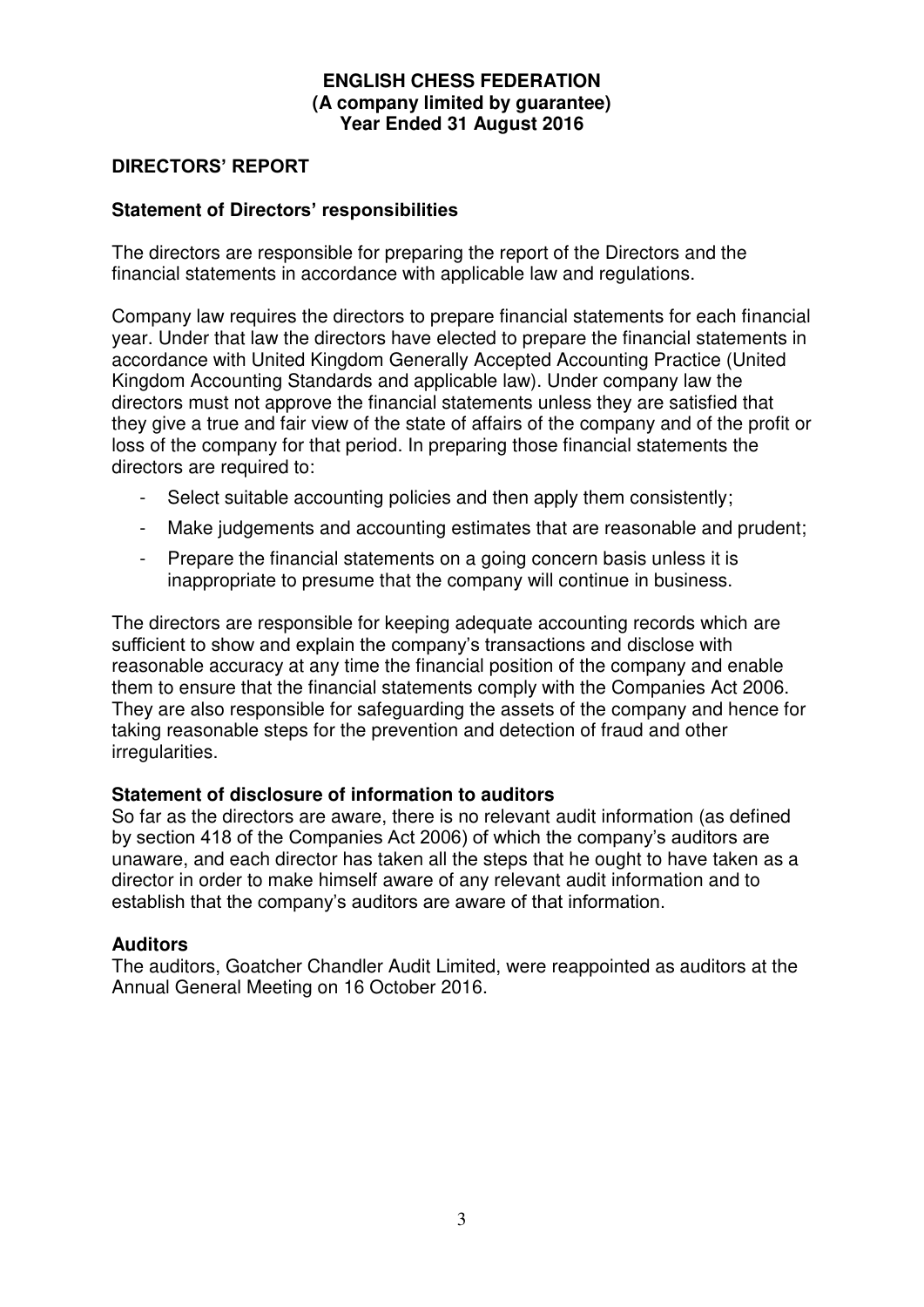**ENGLISH CHESS FEDERATION**
**(A company limited by guarantee)**
**Year Ended 31 August 2016**

## DIRECTORS' REPORT

### Statement of Directors' responsibilities

The directors are responsible for preparing the report of the Directors and the financial statements in accordance with applicable law and regulations.

Company law requires the directors to prepare financial statements for each financial year. Under that law the directors have elected to prepare the financial statements in accordance with United Kingdom Generally Accepted Accounting Practice (United Kingdom Accounting Standards and applicable law). Under company law the directors must not approve the financial statements unless they are satisfied that they give a true and fair view of the state of affairs of the company and of the profit or loss of the company for that period. In preparing those financial statements the directors are required to:

- Select suitable accounting policies and then apply them consistently;
- Make judgements and accounting estimates that are reasonable and prudent;
- Prepare the financial statements on a going concern basis unless it is inappropriate to presume that the company will continue in business.

The directors are responsible for keeping adequate accounting records which are sufficient to show and explain the company's transactions and disclose with reasonable accuracy at any time the financial position of the company and enable them to ensure that the financial statements comply with the Companies Act 2006. They are also responsible for safeguarding the assets of the company and hence for taking reasonable steps for the prevention and detection of fraud and other irregularities.

### Statement of disclosure of information to auditors

So far as the directors are aware, there is no relevant audit information (as defined by section 418 of the Companies Act 2006) of which the company's auditors are unaware, and each director has taken all the steps that he ought to have taken as a director in order to make himself aware of any relevant audit information and to establish that the company's auditors are aware of that information.

### Auditors

The auditors, Goatcher Chandler Audit Limited, were reappointed as auditors at the Annual General Meeting on 16 October 2016.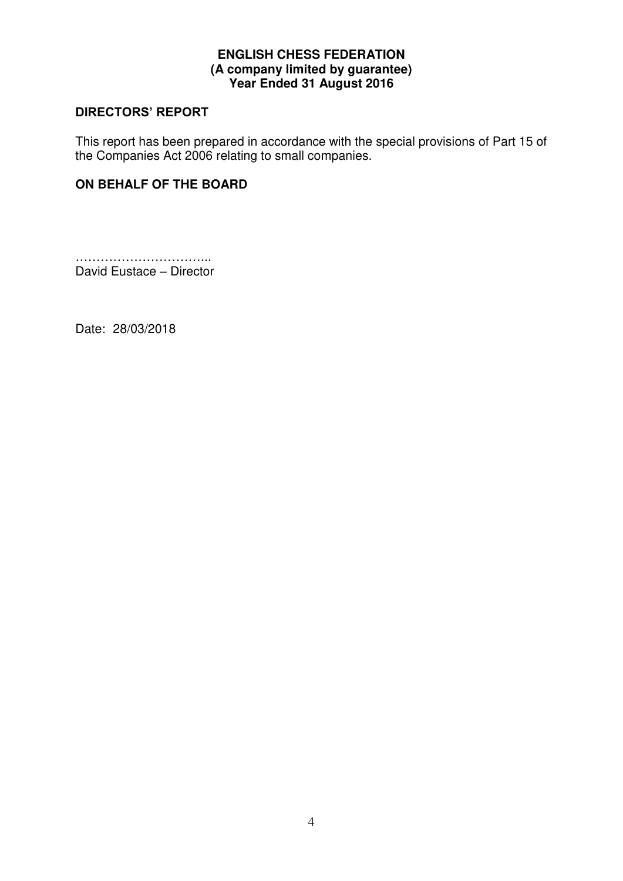**ENGLISH CHESS FEDERATION**
**(A company limited by guarantee)**
**Year Ended 31 August 2016**

## DIRECTORS' REPORT

This report has been prepared in accordance with the special provisions of Part 15 of the Companies Act 2006 relating to small companies.

**ON BEHALF OF THE BOARD**

…………………………..
David Eustace – Director

Date: 28/03/2018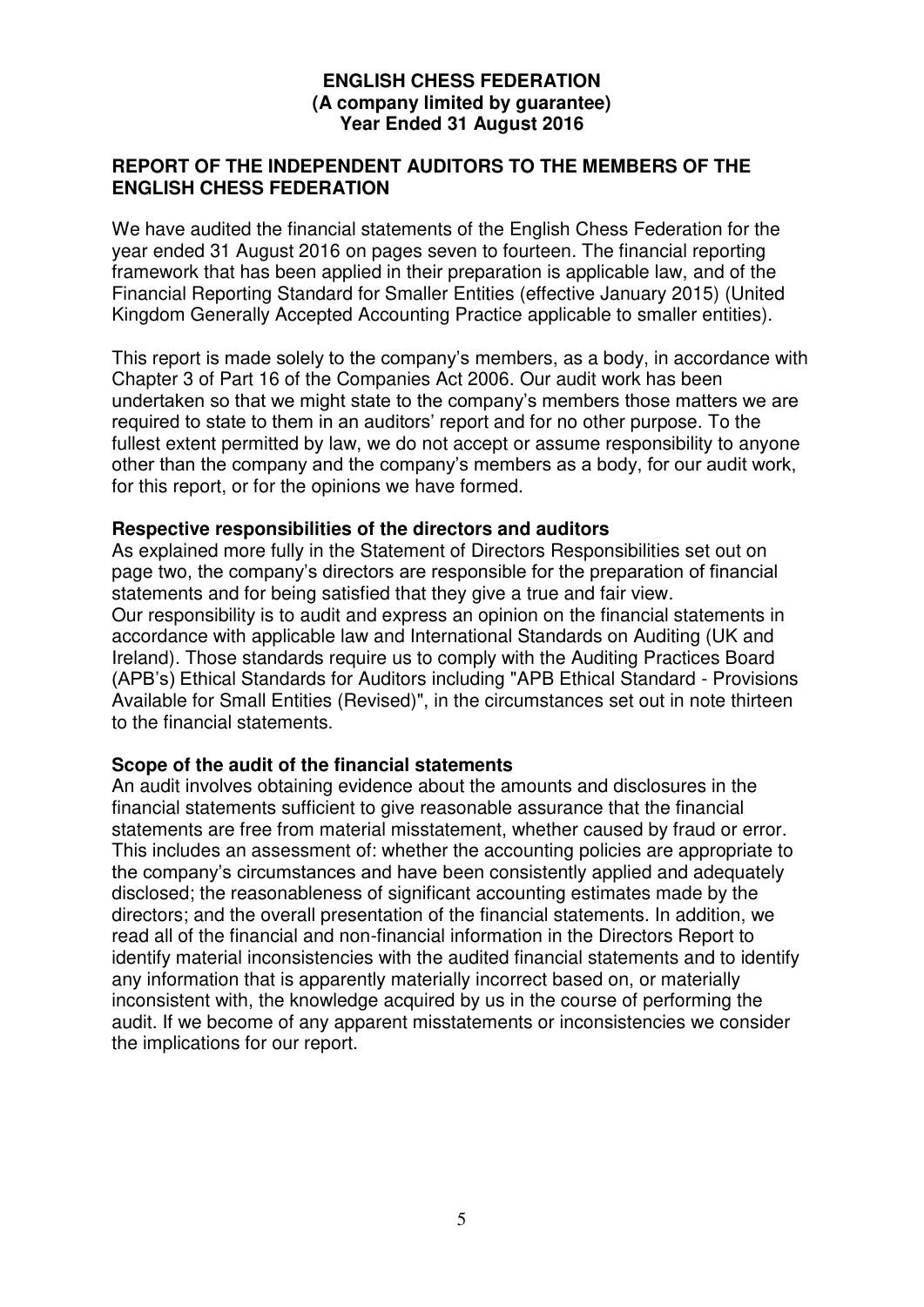**ENGLISH CHESS FEDERATION**
**(A company limited by guarantee)**
**Year Ended 31 August 2016**

## REPORT OF THE INDEPENDENT AUDITORS TO THE MEMBERS OF THE ENGLISH CHESS FEDERATION

We have audited the financial statements of the English Chess Federation for the year ended 31 August 2016 on pages seven to fourteen. The financial reporting framework that has been applied in their preparation is applicable law, and of the Financial Reporting Standard for Smaller Entities (effective January 2015) (United Kingdom Generally Accepted Accounting Practice applicable to smaller entities).

This report is made solely to the company's members, as a body, in accordance with Chapter 3 of Part 16 of the Companies Act 2006. Our audit work has been undertaken so that we might state to the company's members those matters we are required to state to them in an auditors' report and for no other purpose. To the fullest extent permitted by law, we do not accept or assume responsibility to anyone other than the company and the company's members as a body, for our audit work, for this report, or for the opinions we have formed.

### Respective responsibilities of the directors and auditors

As explained more fully in the Statement of Directors Responsibilities set out on page two, the company's directors are responsible for the preparation of financial statements and for being satisfied that they give a true and fair view.
Our responsibility is to audit and express an opinion on the financial statements in accordance with applicable law and International Standards on Auditing (UK and Ireland). Those standards require us to comply with the Auditing Practices Board (APB's) Ethical Standards for Auditors including "APB Ethical Standard - Provisions Available for Small Entities (Revised)", in the circumstances set out in note thirteen to the financial statements.

### Scope of the audit of the financial statements

An audit involves obtaining evidence about the amounts and disclosures in the financial statements sufficient to give reasonable assurance that the financial statements are free from material misstatement, whether caused by fraud or error. This includes an assessment of: whether the accounting policies are appropriate to the company's circumstances and have been consistently applied and adequately disclosed; the reasonableness of significant accounting estimates made by the directors; and the overall presentation of the financial statements. In addition, we read all of the financial and non-financial information in the Directors Report to identify material inconsistencies with the audited financial statements and to identify any information that is apparently materially incorrect based on, or materially inconsistent with, the knowledge acquired by us in the course of performing the audit. If we become of any apparent misstatements or inconsistencies we consider the implications for our report.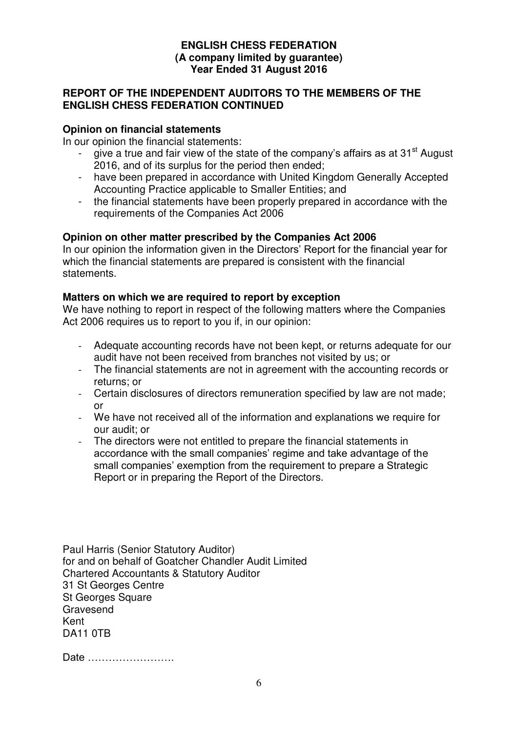**ENGLISH CHESS FEDERATION**
**(A company limited by guarantee)**
**Year Ended 31 August 2016**

## REPORT OF THE INDEPENDENT AUDITORS TO THE MEMBERS OF THE ENGLISH CHESS FEDERATION CONTINUED

### Opinion on financial statements

In our opinion the financial statements:

- give a true and fair view of the state of the company's affairs as at 31st August 2016, and of its surplus for the period then ended;
- have been prepared in accordance with United Kingdom Generally Accepted Accounting Practice applicable to Smaller Entities; and
- the financial statements have been properly prepared in accordance with the requirements of the Companies Act 2006

### Opinion on other matter prescribed by the Companies Act 2006

In our opinion the information given in the Directors' Report for the financial year for which the financial statements are prepared is consistent with the financial statements.

### Matters on which we are required to report by exception

We have nothing to report in respect of the following matters where the Companies Act 2006 requires us to report to you if, in our opinion:

- Adequate accounting records have not been kept, or returns adequate for our audit have not been received from branches not visited by us; or
- The financial statements are not in agreement with the accounting records or returns; or
- Certain disclosures of directors remuneration specified by law are not made; or
- We have not received all of the information and explanations we require for our audit; or
- The directors were not entitled to prepare the financial statements in accordance with the small companies' regime and take advantage of the small companies' exemption from the requirement to prepare a Strategic Report or in preparing the Report of the Directors.

Paul Harris (Senior Statutory Auditor)
for and on behalf of Goatcher Chandler Audit Limited
Chartered Accountants & Statutory Auditor
31 St Georges Centre
St Georges Square
Gravesend
Kent
DA11 0TB

Date …………………….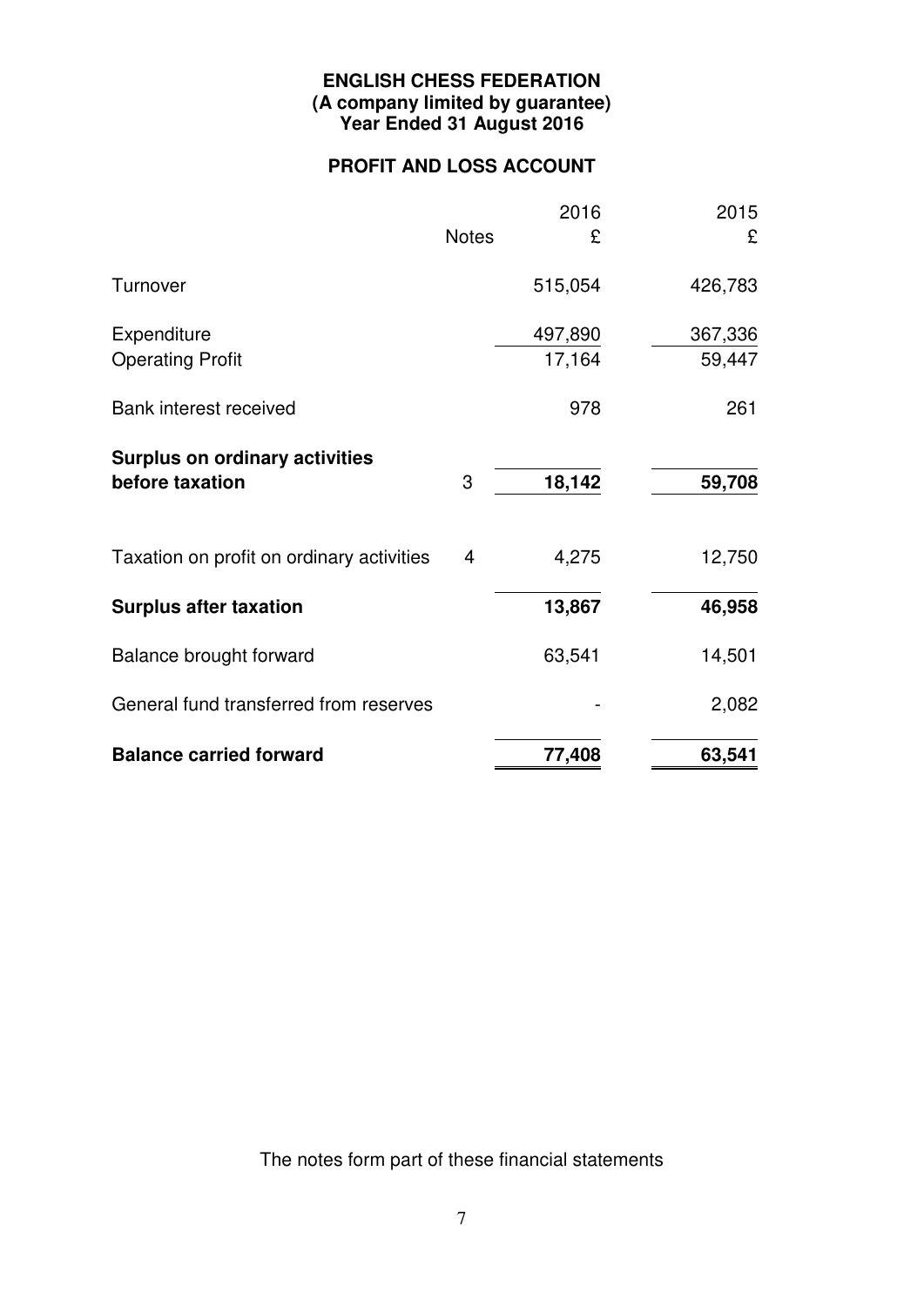**ENGLISH CHESS FEDERATION**
**(A company limited by guarantee)**
**Year Ended 31 August 2016**

## PROFIT AND LOSS ACCOUNT

| | Notes | 2016 £ | 2015 £ |
|---|---|---|---|
| Turnover | | 515,054 | 426,783 |
| Expenditure | | 497,890 | 367,336 |
| Operating Profit | | 17,164 | 59,447 |
| Bank interest received | | 978 | 261 |
| **Surplus on ordinary activities before taxation** | 3 | **18,142** | **59,708** |
| Taxation on profit on ordinary activities | 4 | 4,275 | 12,750 |
| **Surplus after taxation** | | **13,867** | **46,958** |
| Balance brought forward | | 63,541 | 14,501 |
| General fund transferred from reserves | | - | 2,082 |
| **Balance carried forward** | | **77,408** | **63,541** |

The notes form part of these financial statements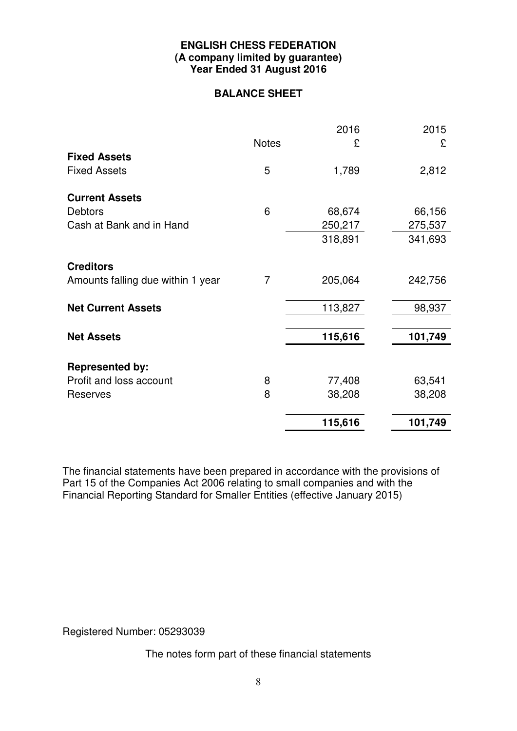**ENGLISH CHESS FEDERATION**
**(A company limited by guarantee)**
**Year Ended 31 August 2016**

## BALANCE SHEET

| | Notes | 2016 £ | 2015 £ |
|---|---|---|---|
| **Fixed Assets** | | | |
| Fixed Assets | 5 | 1,789 | 2,812 |
| **Current Assets** | | | |
| Debtors | 6 | 68,674 | 66,156 |
| Cash at Bank and in Hand | | 250,217 | 275,537 |
| | | 318,891 | 341,693 |
| **Creditors** | | | |
| Amounts falling due within 1 year | 7 | 205,064 | 242,756 |
| **Net Current Assets** | | 113,827 | 98,937 |
| **Net Assets** | | **115,616** | **101,749** |
| **Represented by:** | | | |
| Profit and loss account | 8 | 77,408 | 63,541 |
| Reserves | 8 | 38,208 | 38,208 |
| | | **115,616** | **101,749** |

The financial statements have been prepared in accordance with the provisions of Part 15 of the Companies Act 2006 relating to small companies and with the Financial Reporting Standard for Smaller Entities (effective January 2015)

Registered Number: 05293039

The notes form part of these financial statements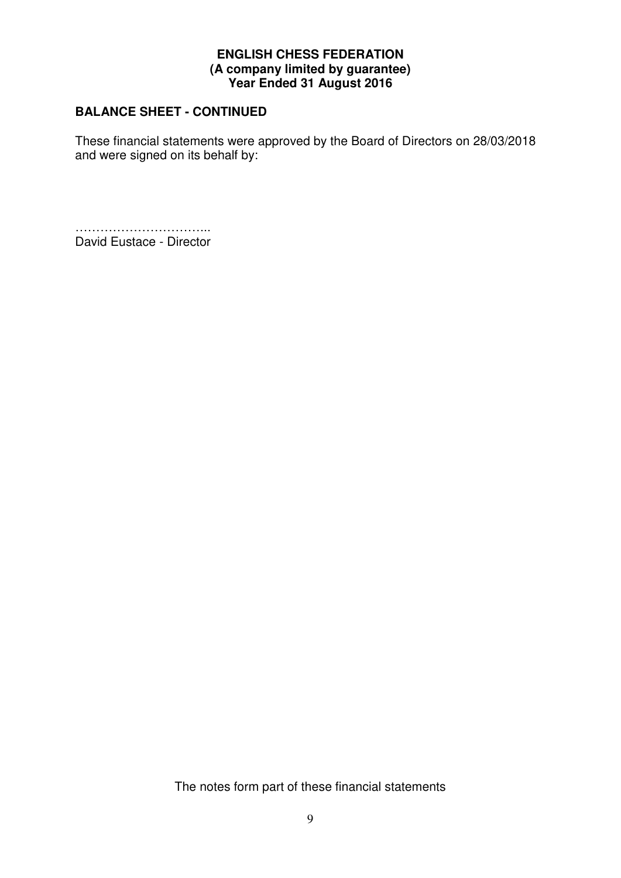**ENGLISH CHESS FEDERATION**
**(A company limited by guarantee)**
**Year Ended 31 August 2016**

## BALANCE SHEET - CONTINUED

These financial statements were approved by the Board of Directors on 28/03/2018 and were signed on its behalf by:

…………………………...
David Eustace - Director

The notes form part of these financial statements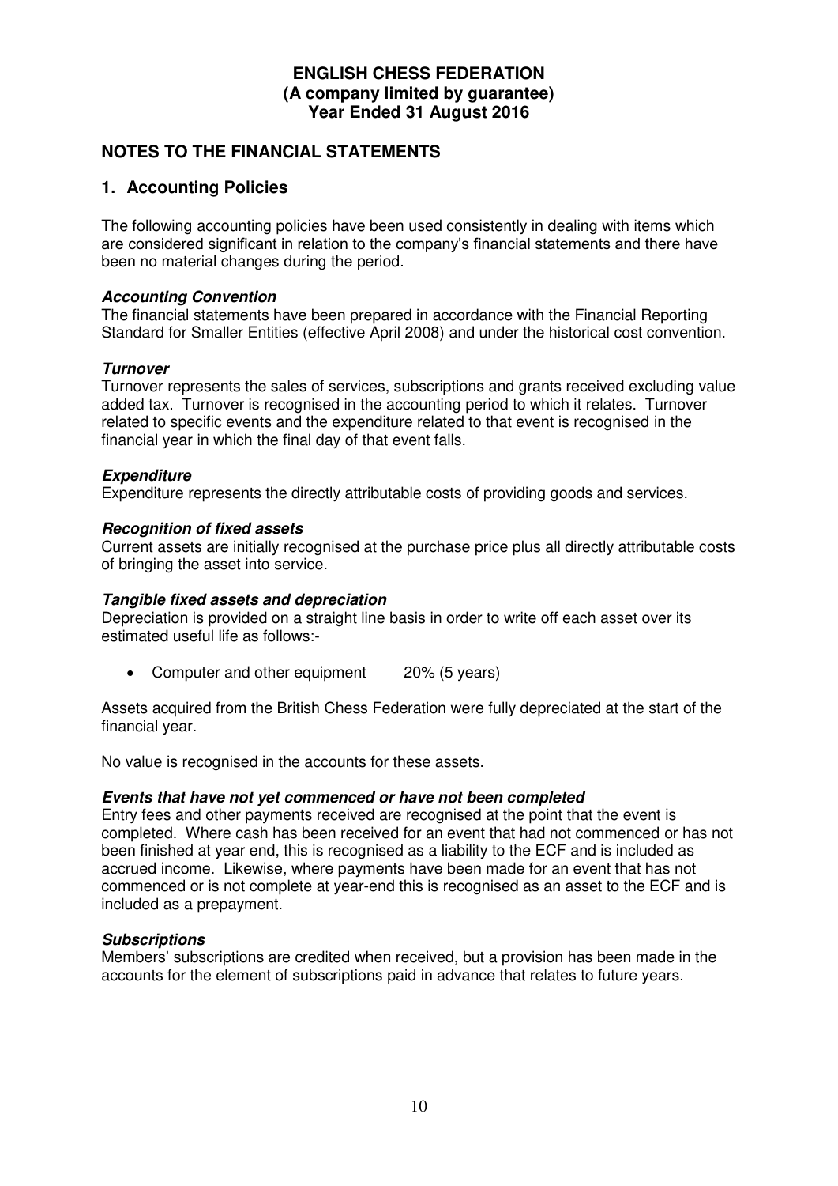**ENGLISH CHESS FEDERATION**
**(A company limited by guarantee)**
**Year Ended 31 August 2016**

## NOTES TO THE FINANCIAL STATEMENTS

### 1. Accounting Policies

The following accounting policies have been used consistently in dealing with items which are considered significant in relation to the company's financial statements and there have been no material changes during the period.

***Accounting Convention***
The financial statements have been prepared in accordance with the Financial Reporting Standard for Smaller Entities (effective April 2008) and under the historical cost convention.

***Turnover***
Turnover represents the sales of services, subscriptions and grants received excluding value added tax. Turnover is recognised in the accounting period to which it relates. Turnover related to specific events and the expenditure related to that event is recognised in the financial year in which the final day of that event falls.

***Expenditure***
Expenditure represents the directly attributable costs of providing goods and services.

***Recognition of fixed assets***
Current assets are initially recognised at the purchase price plus all directly attributable costs of bringing the asset into service.

***Tangible fixed assets and depreciation***
Depreciation is provided on a straight line basis in order to write off each asset over its estimated useful life as follows:-

- Computer and other equipment 20% (5 years)

Assets acquired from the British Chess Federation were fully depreciated at the start of the financial year.

No value is recognised in the accounts for these assets.

***Events that have not yet commenced or have not been completed***
Entry fees and other payments received are recognised at the point that the event is completed. Where cash has been received for an event that had not commenced or has not been finished at year end, this is recognised as a liability to the ECF and is included as accrued income. Likewise, where payments have been made for an event that has not commenced or is not complete at year-end this is recognised as an asset to the ECF and is included as a prepayment.

***Subscriptions***
Members' subscriptions are credited when received, but a provision has been made in the accounts for the element of subscriptions paid in advance that relates to future years.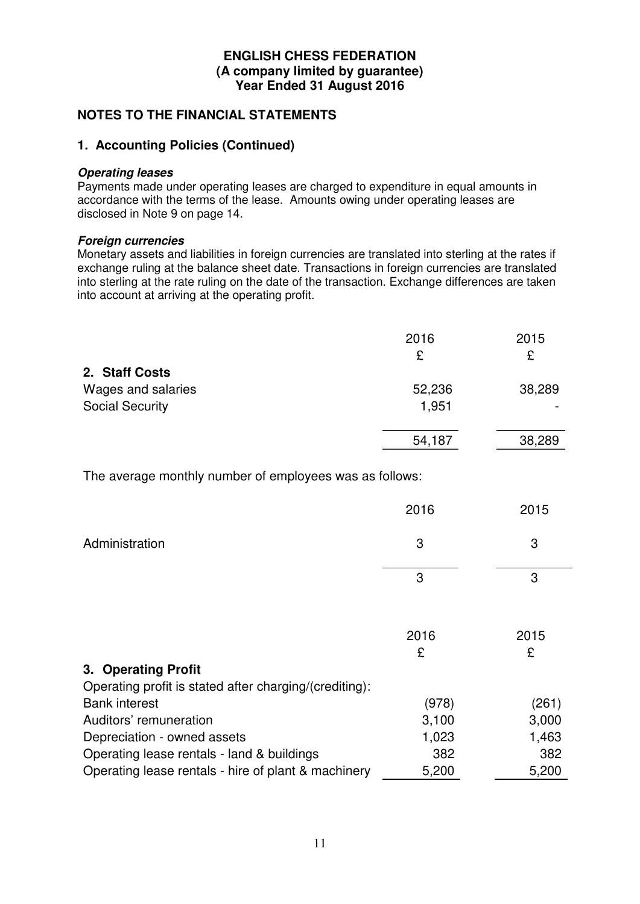**ENGLISH CHESS FEDERATION**
**(A company limited by guarantee)**
**Year Ended 31 August 2016**

## NOTES TO THE FINANCIAL STATEMENTS

### 1. Accounting Policies (Continued)

***Operating leases***
Payments made under operating leases are charged to expenditure in equal amounts in accordance with the terms of the lease. Amounts owing under operating leases are disclosed in Note 9 on page 14.

***Foreign currencies***
Monetary assets and liabilities in foreign currencies are translated into sterling at the rates if exchange ruling at the balance sheet date. Transactions in foreign currencies are translated into sterling at the rate ruling on the date of the transaction. Exchange differences are taken into account at arriving at the operating profit.

| | 2016 £ | 2015 £ |
|---|---|---|
| **2. Staff Costs** | | |
| Wages and salaries | 52,236 | 38,289 |
| Social Security | 1,951 | - |
| | 54,187 | 38,289 |

The average monthly number of employees was as follows:

| | 2016 | 2015 |
|---|---|---|
| Administration | 3 | 3 |
| | 3 | 3 |

| | 2016 £ | 2015 £ |
|---|---|---|
| **3. Operating Profit** | | |
| Operating profit is stated after charging/(crediting): | | |
| Bank interest | (978) | (261) |
| Auditors' remuneration | 3,100 | 3,000 |
| Depreciation - owned assets | 1,023 | 1,463 |
| Operating lease rentals - land & buildings | 382 | 382 |
| Operating lease rentals - hire of plant & machinery | 5,200 | 5,200 |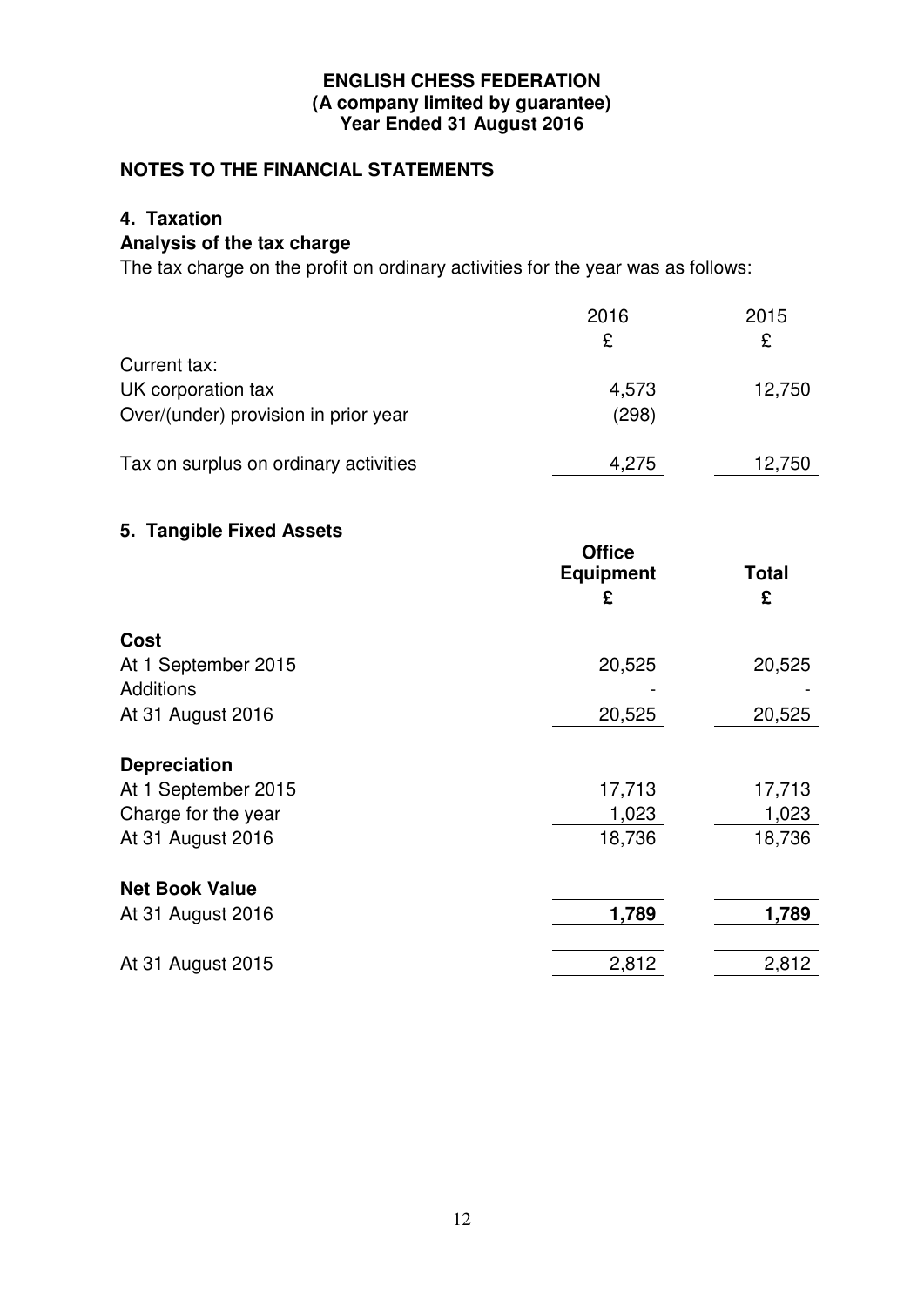**ENGLISH CHESS FEDERATION**
**(A company limited by guarantee)**
**Year Ended 31 August 2016**

## NOTES TO THE FINANCIAL STATEMENTS

### 4. Taxation

#### Analysis of the tax charge

The tax charge on the profit on ordinary activities for the year was as follows:

| | 2016 | 2015 |
|---|---|---|
| | £ | £ |
| Current tax: | | |
| UK corporation tax | 4,573 | 12,750 |
| Over/(under) provision in prior year | (298) | |
| Tax on surplus on ordinary activities | 4,275 | 12,750 |

### 5. Tangible Fixed Assets

| | Office Equipment | Total |
|---|---|---|
| | £ | £ |
| **Cost** | | |
| At 1 September 2015 | 20,525 | 20,525 |
| Additions | - | - |
| At 31 August 2016 | 20,525 | 20,525 |
| **Depreciation** | | |
| At 1 September 2015 | 17,713 | 17,713 |
| Charge for the year | 1,023 | 1,023 |
| At 31 August 2016 | 18,736 | 18,736 |
| **Net Book Value** | | |
| At 31 August 2016 | **1,789** | **1,789** |
| At 31 August 2015 | 2,812 | 2,812 |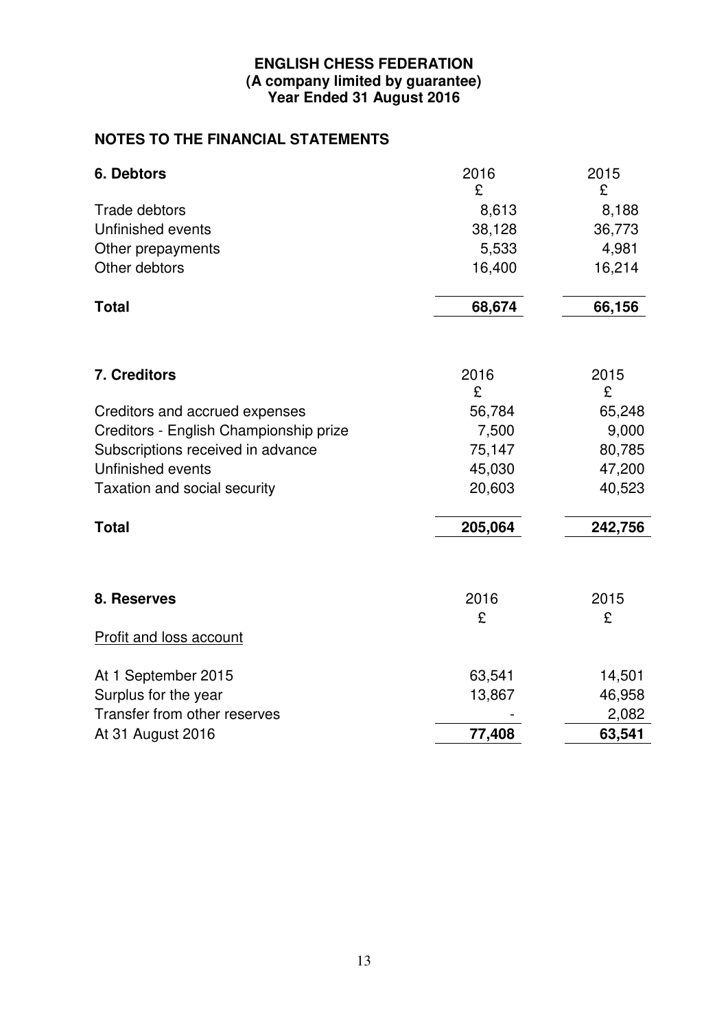**ENGLISH CHESS FEDERATION**
**(A company limited by guarantee)**
**Year Ended 31 August 2016**

## NOTES TO THE FINANCIAL STATEMENTS

### 6. Debtors

| | 2016 £ | 2015 £ |
|---|---|---|
| Trade debtors | 8,613 | 8,188 |
| Unfinished events | 38,128 | 36,773 |
| Other prepayments | 5,533 | 4,981 |
| Other debtors | 16,400 | 16,214 |
| **Total** | **68,674** | **66,156** |

### 7. Creditors

| | 2016 £ | 2015 £ |
|---|---|---|
| Creditors and accrued expenses | 56,784 | 65,248 |
| Creditors - English Championship prize | 7,500 | 9,000 |
| Subscriptions received in advance | 75,147 | 80,785 |
| Unfinished events | 45,030 | 47,200 |
| Taxation and social security | 20,603 | 40,523 |
| **Total** | **205,064** | **242,756** |

### 8. Reserves

| | 2016 £ | 2015 £ |
|---|---|---|
| Profit and loss account | | |
| At 1 September 2015 | 63,541 | 14,501 |
| Surplus for the year | 13,867 | 46,958 |
| Transfer from other reserves | - | 2,082 |
| At 31 August 2016 | **77,408** | **63,541** |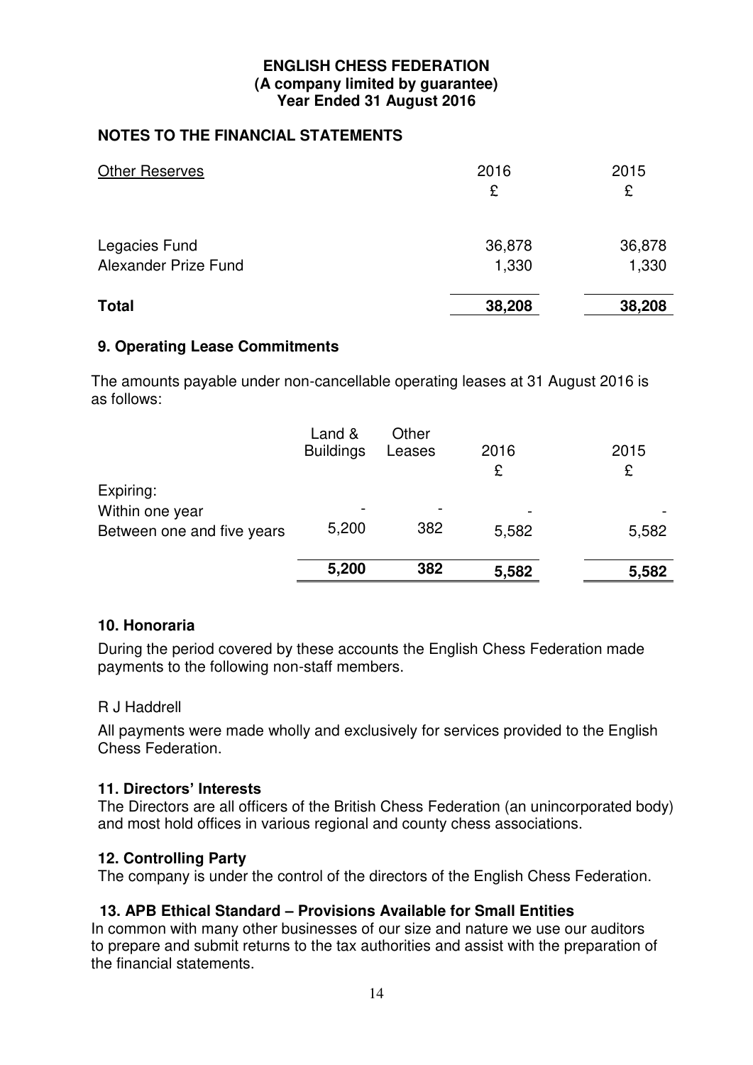**ENGLISH CHESS FEDERATION**
**(A company limited by guarantee)**
**Year Ended 31 August 2016**

## NOTES TO THE FINANCIAL STATEMENTS

| Other Reserves | 2016 £ | 2015 £ |
|---|---|---|
| Legacies Fund | 36,878 | 36,878 |
| Alexander Prize Fund | 1,330 | 1,330 |
| **Total** | **38,208** | **38,208** |

### 9. Operating Lease Commitments

The amounts payable under non-cancellable operating leases at 31 August 2016 is as follows:

| | Land & Buildings | Other Leases | 2016 £ | 2015 £ |
|---|---|---|---|---|
| Expiring: | | | | |
| Within one year | - | - | - | - |
| Between one and five years | 5,200 | 382 | 5,582 | 5,582 |
| | **5,200** | **382** | **5,582** | **5,582** |

### 10. Honoraria

During the period covered by these accounts the English Chess Federation made payments to the following non-staff members.

R J Haddrell

All payments were made wholly and exclusively for services provided to the English Chess Federation.

### 11. Directors' Interests

The Directors are all officers of the British Chess Federation (an unincorporated body) and most hold offices in various regional and county chess associations.

### 12. Controlling Party

The company is under the control of the directors of the English Chess Federation.

### 13. APB Ethical Standard – Provisions Available for Small Entities

In common with many other businesses of our size and nature we use our auditors to prepare and submit returns to the tax authorities and assist with the preparation of the financial statements.